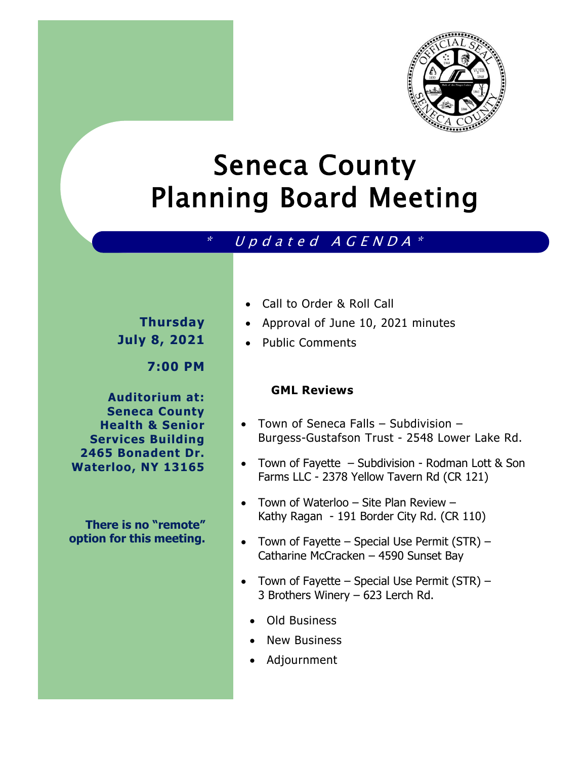# Seneca County Planning Board Meeting

*\*  Updated AGENDA \**

**Thursday July 8, 2021**

**7:00 PM**

**Auditorium at: Seneca County Health & Senior Services Building 2465 Bonadent Dr. Waterloo, NY 13165**

**There is no "remote" option for this meeting.**

- Call to Order & Roll Call
- Approval of June 10, 2021 minutes
- Public Comments

**GML Reviews**

- Town of Seneca Falls – Subdivision – Burgess-Gustafson Trust - 2548 Lower Lake Rd.
- Town of Fayette – Subdivision - Rodman Lott & Son Farms LLC - 2378 Yellow Tavern Rd (CR 121)
- Town of Waterloo – Site Plan Review – Kathy Ragan - 191 Border City Rd. (CR 110)
- Town of Fayette – Special Use Permit (STR) – Catharine McCracken – 4590 Sunset Bay
- Town of Fayette – Special Use Permit (STR) – 3 Brothers Winery – 623 Lerch Rd.

- Old Business
- New Business
- Adjournment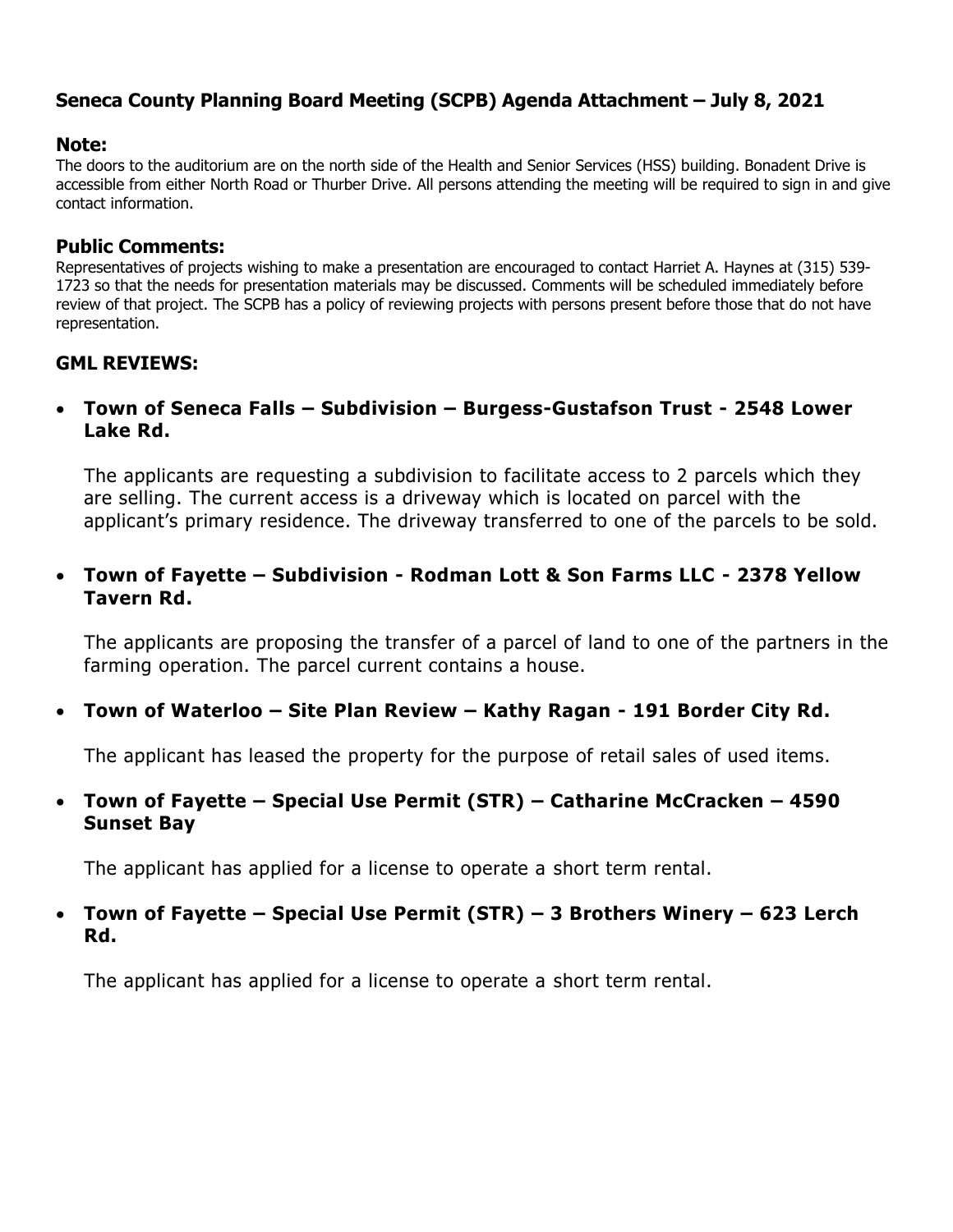## Seneca County Planning Board Meeting (SCPB) Agenda Attachment – July 8, 2021

### Note:

The doors to the auditorium are on the north side of the Health and Senior Services (HSS) building. Bonadent Drive is accessible from either North Road or Thurber Drive. All persons attending the meeting will be required to sign in and give contact information.

### Public Comments:

Representatives of projects wishing to make a presentation are encouraged to contact Harriet A. Haynes at (315) 539-1723 so that the needs for presentation materials may be discussed. Comments will be scheduled immediately before review of that project. The SCPB has a policy of reviewing projects with persons present before those that do not have representation.

### GML REVIEWS:

- **Town of Seneca Falls – Subdivision – Burgess-Gustafson Trust - 2548 Lower Lake Rd.**

  The applicants are requesting a subdivision to facilitate access to 2 parcels which they are selling. The current access is a driveway which is located on parcel with the applicant's primary residence. The driveway transferred to one of the parcels to be sold.

- **Town of Fayette – Subdivision - Rodman Lott & Son Farms LLC - 2378 Yellow Tavern Rd.**

  The applicants are proposing the transfer of a parcel of land to one of the partners in the farming operation. The parcel current contains a house.

- **Town of Waterloo – Site Plan Review – Kathy Ragan - 191 Border City Rd.**

  The applicant has leased the property for the purpose of retail sales of used items.

- **Town of Fayette – Special Use Permit (STR) – Catharine McCracken – 4590 Sunset Bay**

  The applicant has applied for a license to operate a short term rental.

- **Town of Fayette – Special Use Permit (STR) – 3 Brothers Winery – 623 Lerch Rd.**

  The applicant has applied for a license to operate a short term rental.